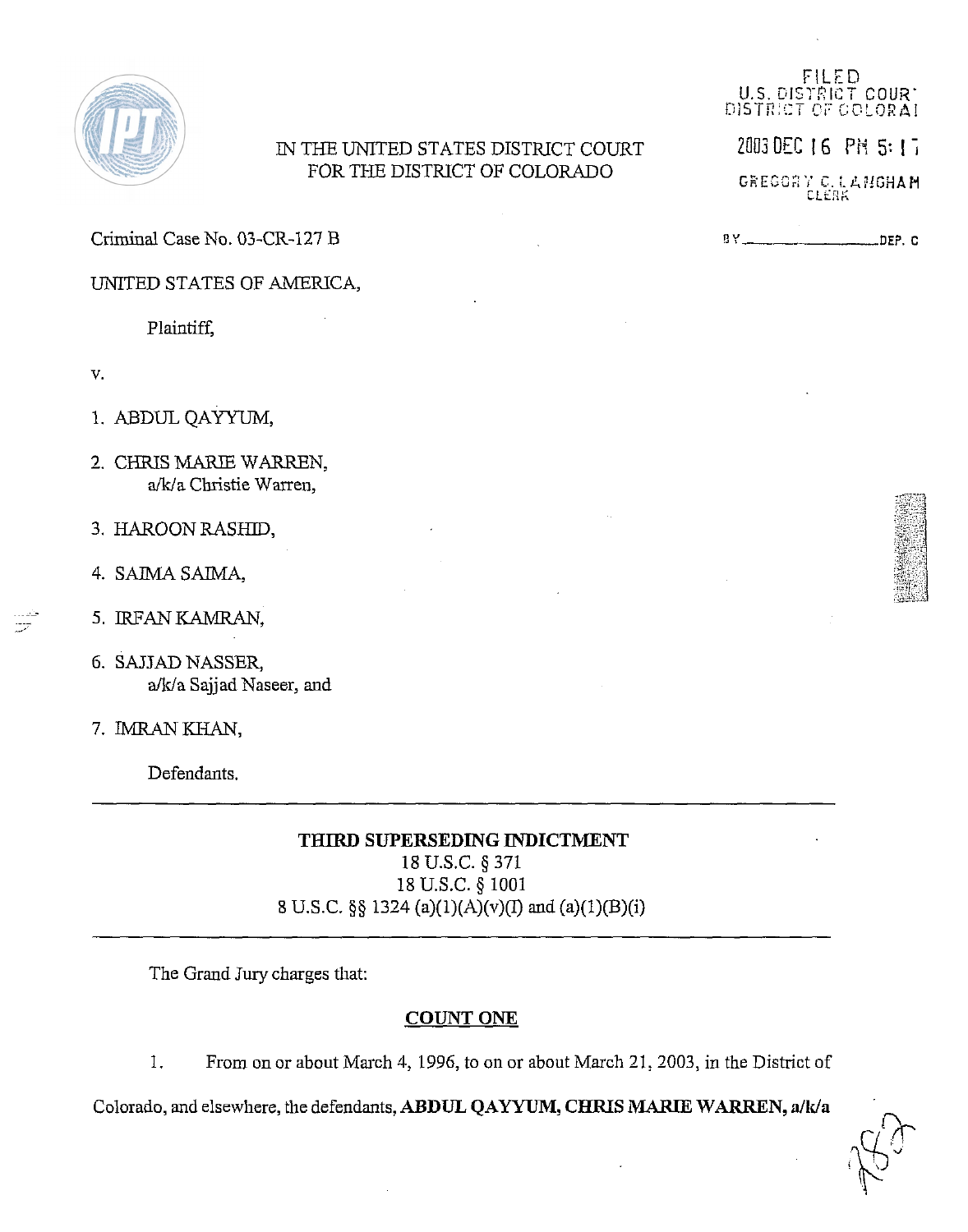IN THE UNITED STATES DISTRICT COURT
FOR THE DISTRICT OF COLORADO

FILED
U.S. DISTRICT COURT
DISTRICT OF COLORADO

2003 DEC 16 PM 5:17

GREGORY C. LANGHAM
CLERK

BY ____________ DEP. C

Criminal Case No. 03-CR-127 B

UNITED STATES OF AMERICA,

Plaintiff,

v.

1. ABDUL QAYYUM,
2. CHRIS MARIE WARREN,
   a/k/a Christie Warren,
3. HARoon RASHID,
4. SAIMA SAIMA,
5. IRFAN KAMRAN,
6. SAJJAD NASSER,
   a/k/a Sajjad Naseer, and
7. IMRAN KHAN,

Defendants.

---

**THIRD SUPERSEDING INDICTMENT**
18 U.S.C. § 371
18 U.S.C. § 1001
8 U.S.C. §§ 1324 (a)(1)(A)(v)(I) and (a)(1)(B)(i)

---

The Grand Jury charges that:

**COUNT ONE**

1. From on or about March 4, 1996, to on or about March 21, 2003, in the District of Colorado, and elsewhere, the defendants, **ABDUL QAYYUM, CHRIS MARIE WARREN, a/k/a**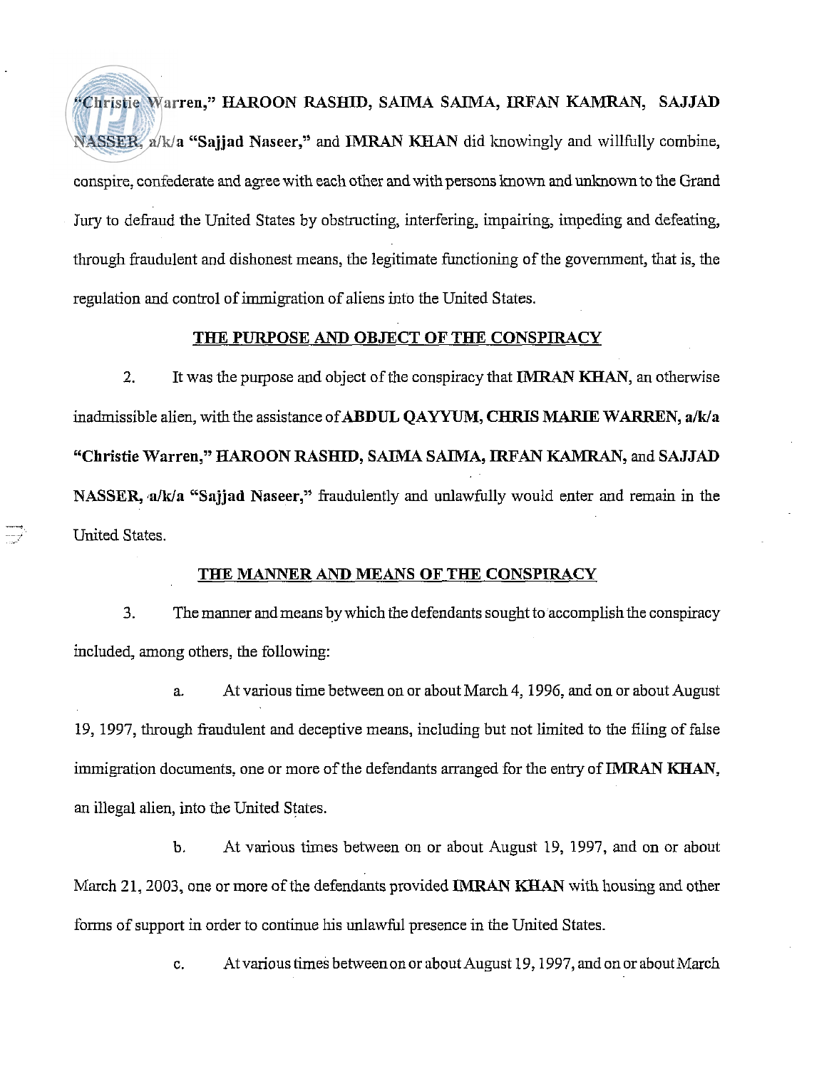"Christie Warren," **HAROON RASHID, SAIMA SAIMA, IRFAN KAMRAN, SAJJAD NASSER, a/k/a "Sajjad Naseer,"** and **IMRAN KHAN** did knowingly and willfully combine, conspire, confederate and agree with each other and with persons known and unknown to the Grand Jury to defraud the United States by obstructing, interfering, impairing, impeding and defeating, through fraudulent and dishonest means, the legitimate functioning of the government, that is, the regulation and control of immigration of aliens into the United States.

## THE PURPOSE AND OBJECT OF THE CONSPIRACY

2. It was the purpose and object of the conspiracy that **IMRAN KHAN**, an otherwise inadmissible alien, with the assistance of **ABDUL QAYYUM, CHRIS MARIE WARREN, a/k/a "Christie Warren," HAROON RASHID, SAIMA SAIMA, IRFAN KAMRAN,** and **SAJJAD NASSER, a/k/a "Sajjad Naseer,"** fraudulently and unlawfully would enter and remain in the United States.

## THE MANNER AND MEANS OF THE CONSPIRACY

3. The manner and means by which the defendants sought to accomplish the conspiracy included, among others, the following:

a. At various time between on or about March 4, 1996, and on or about August 19, 1997, through fraudulent and deceptive means, including but not limited to the filing of false immigration documents, one or more of the defendants arranged for the entry of **IMRAN KHAN**, an illegal alien, into the United States.

b. At various times between on or about August 19, 1997, and on or about March 21, 2003, one or more of the defendants provided **IMRAN KHAN** with housing and other forms of support in order to continue his unlawful presence in the United States.

c. At various times between on or about August 19, 1997, and on or about March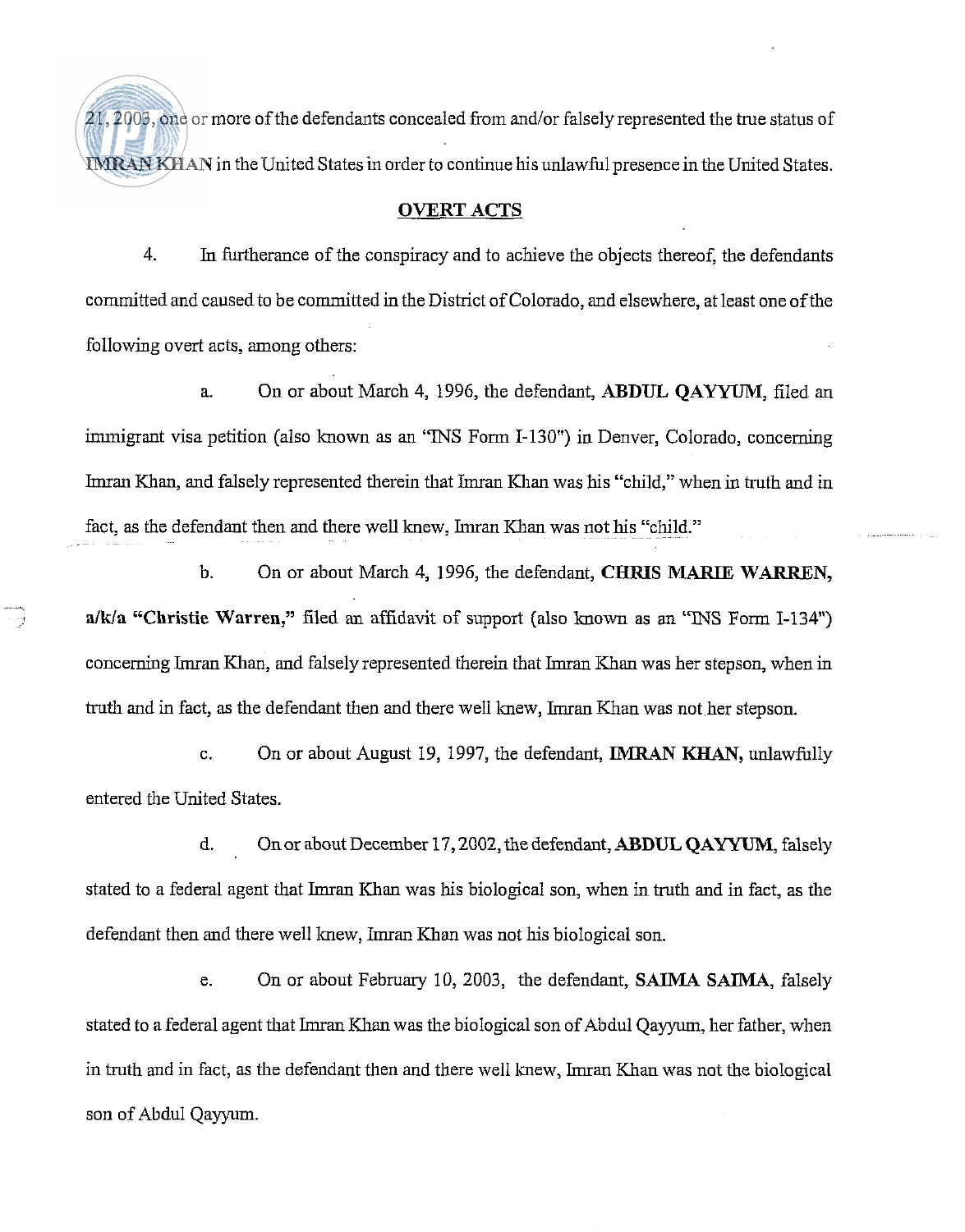21, 2003, one or more of the defendants concealed from and/or falsely represented the true status of **IMRAN KHAN** in the United States in order to continue his unlawful presence in the United States.

## OVERT ACTS

4. In furtherance of the conspiracy and to achieve the objects thereof, the defendants committed and caused to be committed in the District of Colorado, and elsewhere, at least one of the following overt acts, among others:

a. On or about March 4, 1996, the defendant, **ABDUL QAYYUM**, filed an immigrant visa petition (also known as an "INS Form I-130") in Denver, Colorado, concerning Imran Khan, and falsely represented therein that Imran Khan was his "child," when in truth and in fact, as the defendant then and there well knew, Imran Khan was not his "child."

b. On or about March 4, 1996, the defendant, **CHRIS MARIE WARREN, a/k/a "Christie Warren,"** filed an affidavit of support (also known as an "INS Form I-134") concerning Imran Khan, and falsely represented therein that Imran Khan was her stepson, when in truth and in fact, as the defendant then and there well knew, Imran Khan was not her stepson.

c. On or about August 19, 1997, the defendant, **IMRAN KHAN**, unlawfully entered the United States.

d. On or about December 17, 2002, the defendant, **ABDUL QAYYUM**, falsely stated to a federal agent that Imran Khan was his biological son, when in truth and in fact, as the defendant then and there well knew, Imran Khan was not his biological son.

e. On or about February 10, 2003, the defendant, **SAIMA SAIMA**, falsely stated to a federal agent that Imran Khan was the biological son of Abdul Qayyum, her father, when in truth and in fact, as the defendant then and there well knew, Imran Khan was not the biological son of Abdul Qayyum.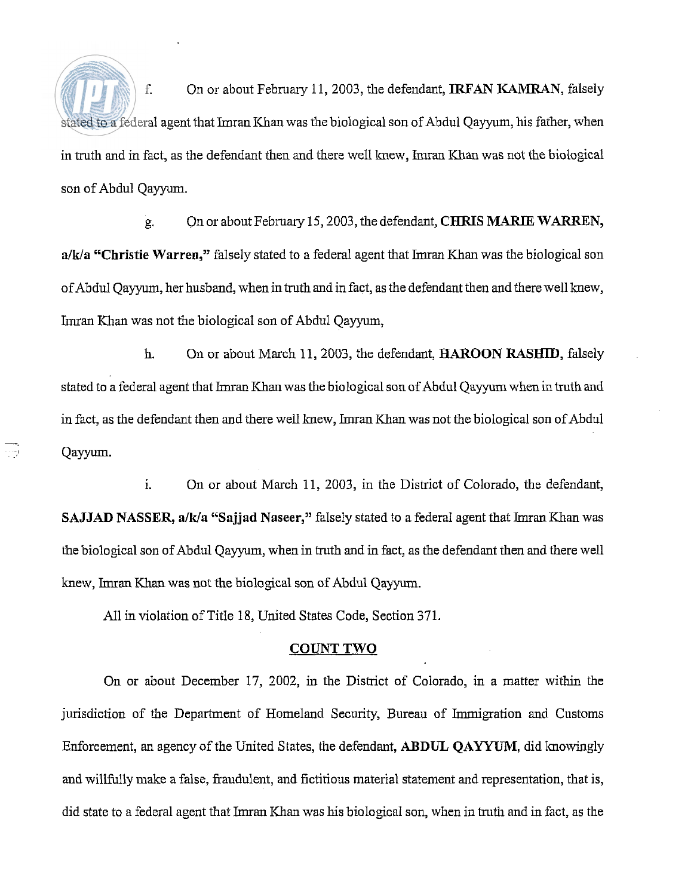f. On or about February 11, 2003, the defendant, **IRFAN KAMRAN**, falsely stated to a federal agent that Imran Khan was the biological son of Abdul Qayyum, his father, when in truth and in fact, as the defendant then and there well knew, Imran Khan was not the biological son of Abdul Qayyum.

g. On or about February 15, 2003, the defendant, **CHRIS MARIE WARREN, a/k/a "Christie Warren,"** falsely stated to a federal agent that Imran Khan was the biological son of Abdul Qayyum, her husband, when in truth and in fact, as the defendant then and there well knew, Imran Khan was not the biological son of Abdul Qayyum,

h. On or about March 11, 2003, the defendant, **HAROON RASHID**, falsely stated to a federal agent that Imran Khan was the biological son of Abdul Qayyum when in truth and in fact, as the defendant then and there well knew, Imran Khan was not the biological son of Abdul Qayyum.

i. On or about March 11, 2003, in the District of Colorado, the defendant, **SAJJAD NASSER, a/k/a "Sajjad Naseer,"** falsely stated to a federal agent that Imran Khan was the biological son of Abdul Qayyum, when in truth and in fact, as the defendant then and there well knew, Imran Khan was not the biological son of Abdul Qayyum.

All in violation of Title 18, United States Code, Section 371.

## COUNT TWO

On or about December 17, 2002, in the District of Colorado, in a matter within the jurisdiction of the Department of Homeland Security, Bureau of Immigration and Customs Enforcement, an agency of the United States, the defendant, **ABDUL QAYYUM**, did knowingly and willfully make a false, fraudulent, and fictitious material statement and representation, that is, did state to a federal agent that Imran Khan was his biological son, when in truth and in fact, as the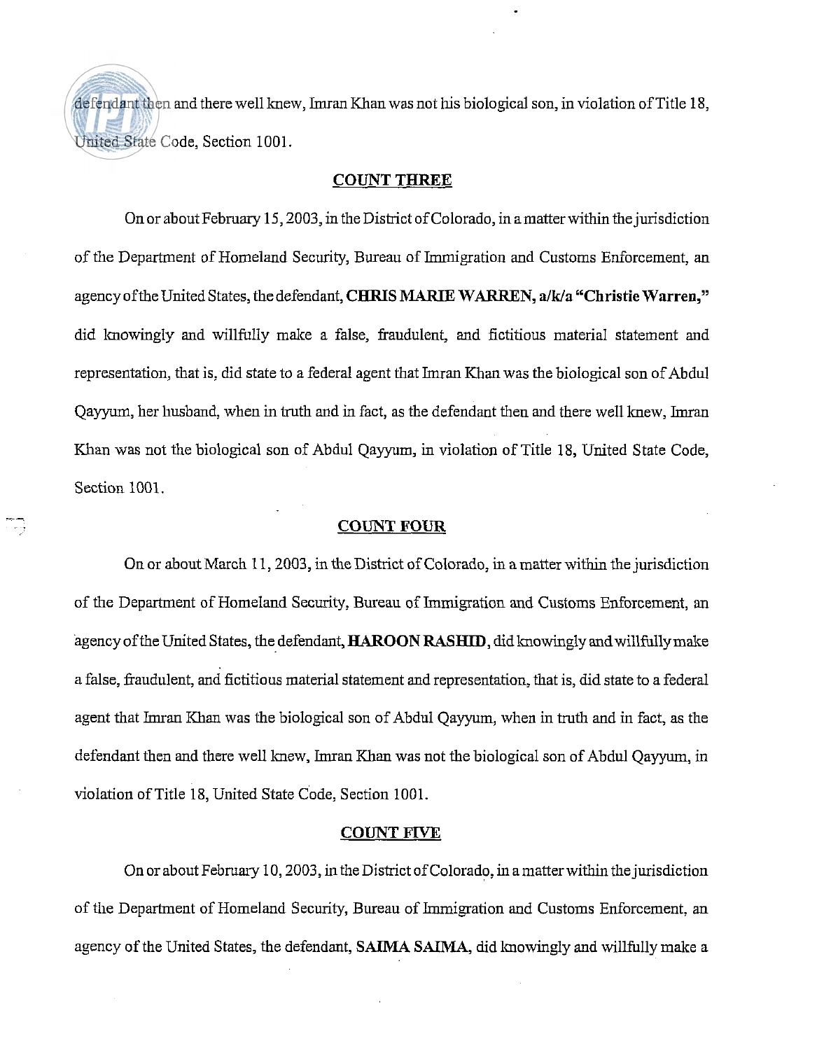defendant then and there well knew, Imran Khan was not his biological son, in violation of Title 18, United State Code, Section 1001.

## COUNT THREE

On or about February 15, 2003, in the District of Colorado, in a matter within the jurisdiction of the Department of Homeland Security, Bureau of Immigration and Customs Enforcement, an agency of the United States, the defendant, **CHRIS MARIE WARREN, a/k/a "Christie Warren,"** did knowingly and willfully make a false, fraudulent, and fictitious material statement and representation, that is, did state to a federal agent that Imran Khan was the biological son of Abdul Qayyum, her husband, when in truth and in fact, as the defendant then and there well knew, Imran Khan was not the biological son of Abdul Qayyum, in violation of Title 18, United State Code, Section 1001.

## COUNT FOUR

On or about March 11, 2003, in the District of Colorado, in a matter within the jurisdiction of the Department of Homeland Security, Bureau of Immigration and Customs Enforcement, an agency of the United States, the defendant, **HAROON RASHID**, did knowingly and willfully make a false, fraudulent, and fictitious material statement and representation, that is, did state to a federal agent that Imran Khan was the biological son of Abdul Qayyum, when in truth and in fact, as the defendant then and there well knew, Imran Khan was not the biological son of Abdul Qayyum, in violation of Title 18, United State Code, Section 1001.

## COUNT FIVE

On or about February 10, 2003, in the District of Colorado, in a matter within the jurisdiction of the Department of Homeland Security, Bureau of Immigration and Customs Enforcement, an agency of the United States, the defendant, **SAIMA SAIMA**, did knowingly and willfully make a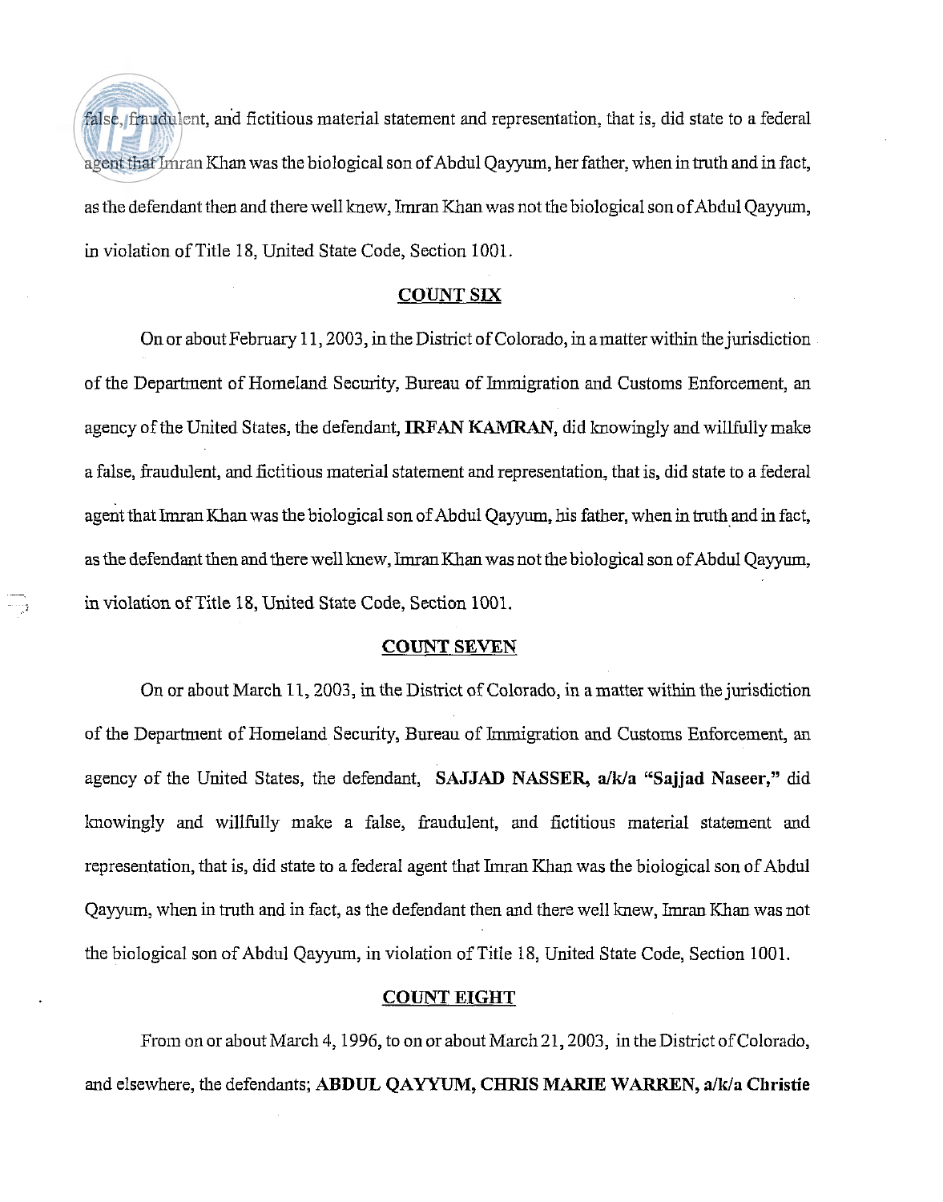false, fraudulent, and fictitious material statement and representation, that is, did state to a federal agent that Imran Khan was the biological son of Abdul Qayyum, her father, when in truth and in fact, as the defendant then and there well knew, Imran Khan was not the biological son of Abdul Qayyum, in violation of Title 18, United State Code, Section 1001.

## COUNT SIX

On or about February 11, 2003, in the District of Colorado, in a matter within the jurisdiction of the Department of Homeland Security, Bureau of Immigration and Customs Enforcement, an agency of the United States, the defendant, **IRFAN KAMRAN**, did knowingly and willfully make a false, fraudulent, and fictitious material statement and representation, that is, did state to a federal agent that Imran Khan was the biological son of Abdul Qayyum, his father, when in truth and in fact, as the defendant then and there well knew, Imran Khan was not the biological son of Abdul Qayyum, in violation of Title 18, United State Code, Section 1001.

## COUNT SEVEN

On or about March 11, 2003, in the District of Colorado, in a matter within the jurisdiction of the Department of Homeland Security, Bureau of Immigration and Customs Enforcement, an agency of the United States, the defendant, **SAJJAD NASSER, a/k/a "Sajjad Naseer,"** did knowingly and willfully make a false, fraudulent, and fictitious material statement and representation, that is, did state to a federal agent that Imran Khan was the biological son of Abdul Qayyum, when in truth and in fact, as the defendant then and there well knew, Imran Khan was not the biological son of Abdul Qayyum, in violation of Title 18, United State Code, Section 1001.

## COUNT EIGHT

From on or about March 4, 1996, to on or about March 21, 2003, in the District of Colorado, and elsewhere, the defendants; **ABDUL QAYYUM, CHRIS MARIE WARREN, a/k/a Christie**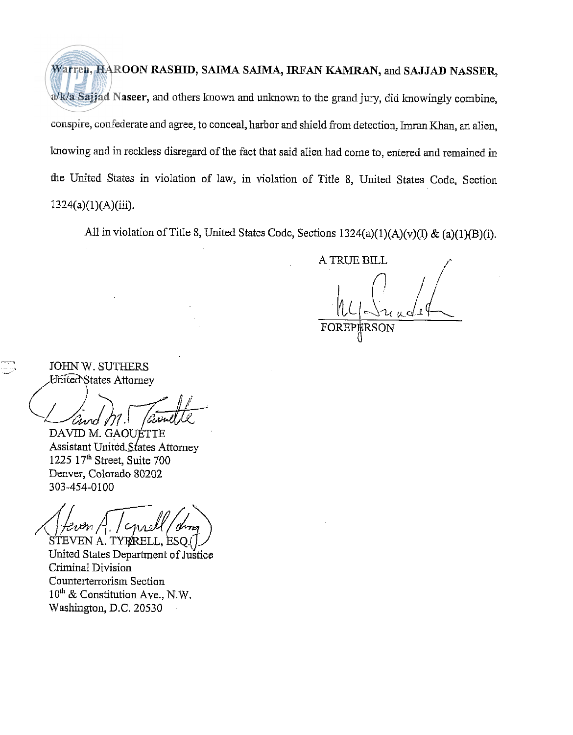**Warren, HAROON RASHID, SAIMA SAIMA, IRFAN KAMRAN,** and **SAJJAD NASSER, a/k/a Sajjad Naseer,** and others known and unknown to the grand jury, did knowingly combine, conspire, confederate and agree, to conceal, harbor and shield from detection, Imran Khan, an alien, knowing and in reckless disregard of the fact that said alien had come to, entered and remained in the United States in violation of law, in violation of Title 8, United States Code, Section 1324(a)(1)(A)(iii).

All in violation of Title 8, United States Code, Sections 1324(a)(1)(A)(v)(I) & (a)(1)(B)(i).

A TRUE BILL

FOREPERSON

JOHN W. SUTHERS
United States Attorney

DAVID M. GAOUETTE
Assistant United States Attorney
1225 17th Street, Suite 700
Denver, Colorado 80202
303-454-0100

STEVEN A. TYRRELL, ESQ.
United States Department of Justice
Criminal Division
Counterterrorism Section
10th & Constitution Ave., N.W.
Washington, D.C. 20530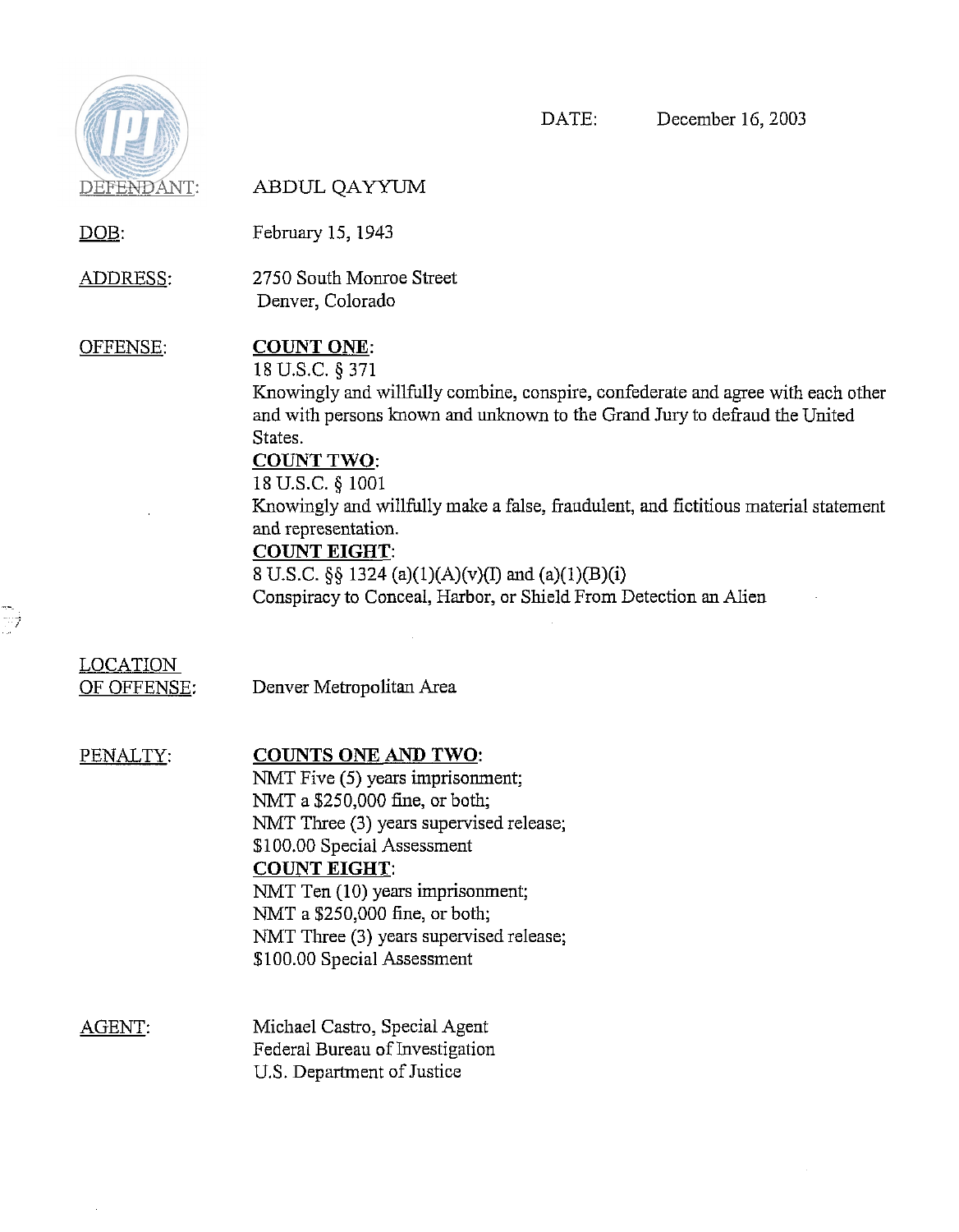DATE: December 16, 2003

DEFENDANT: ABDUL QAYYUM

DOB: February 15, 1943

ADDRESS: 2750 South Monroe Street
Denver, Colorado

OFFENSE:

**COUNT ONE**:
18 U.S.C. § 371
Knowingly and willfully combine, conspire, confederate and agree with each other and with persons known and unknown to the Grand Jury to defraud the United States.

**COUNT TWO**:
18 U.S.C. § 1001
Knowingly and willfully make a false, fraudulent, and fictitious material statement and representation.

**COUNT EIGHT**:
8 U.S.C. §§ 1324 (a)(1)(A)(v)(I) and (a)(1)(B)(i)
Conspiracy to Conceal, Harbor, or Shield From Detection an Alien

LOCATION OF OFFENSE: Denver Metropolitan Area

PENALTY:

**COUNTS ONE AND TWO**:
NMT Five (5) years imprisonment;
NMT a $250,000 fine, or both;
NMT Three (3) years supervised release;
$100.00 Special Assessment

**COUNT EIGHT**:
NMT Ten (10) years imprisonment;
NMT a $250,000 fine, or both;
NMT Three (3) years supervised release;
$100.00 Special Assessment

AGENT: Michael Castro, Special Agent
Federal Bureau of Investigation
U.S. Department of Justice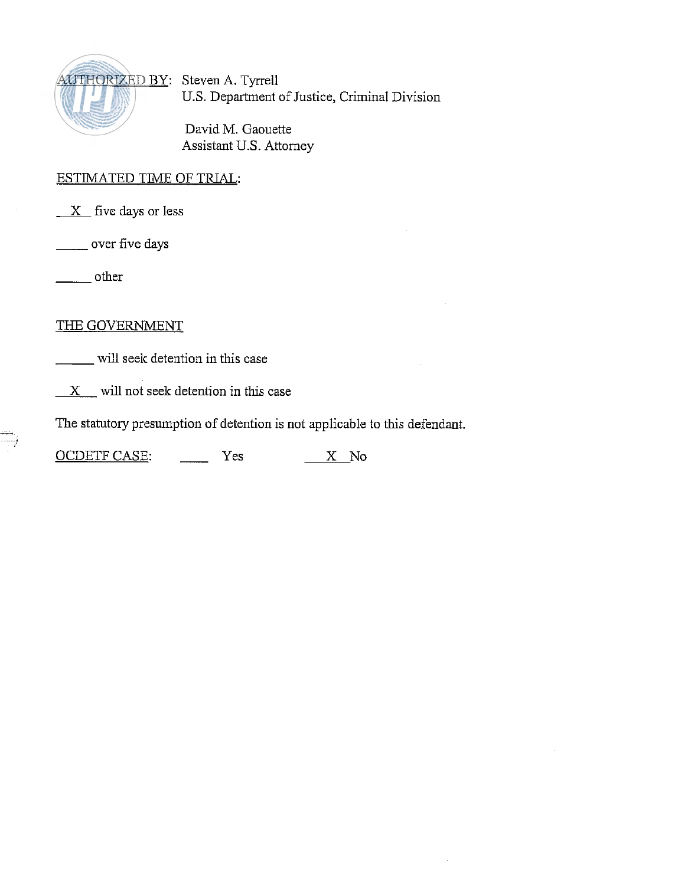AUTHORIZED BY: Steven A. Tyrrell
U.S. Department of Justice, Criminal Division

David M. Gaouette
Assistant U.S. Attorney

ESTIMATED TIME OF TRIAL:

__X__ five days or less

_____ over five days

_____ other

THE GOVERNMENT

_____ will seek detention in this case

__X__ will not seek detention in this case

The statutory presumption of detention is not applicable to this defendant.

OCDETF CASE: ____ Yes __X__ No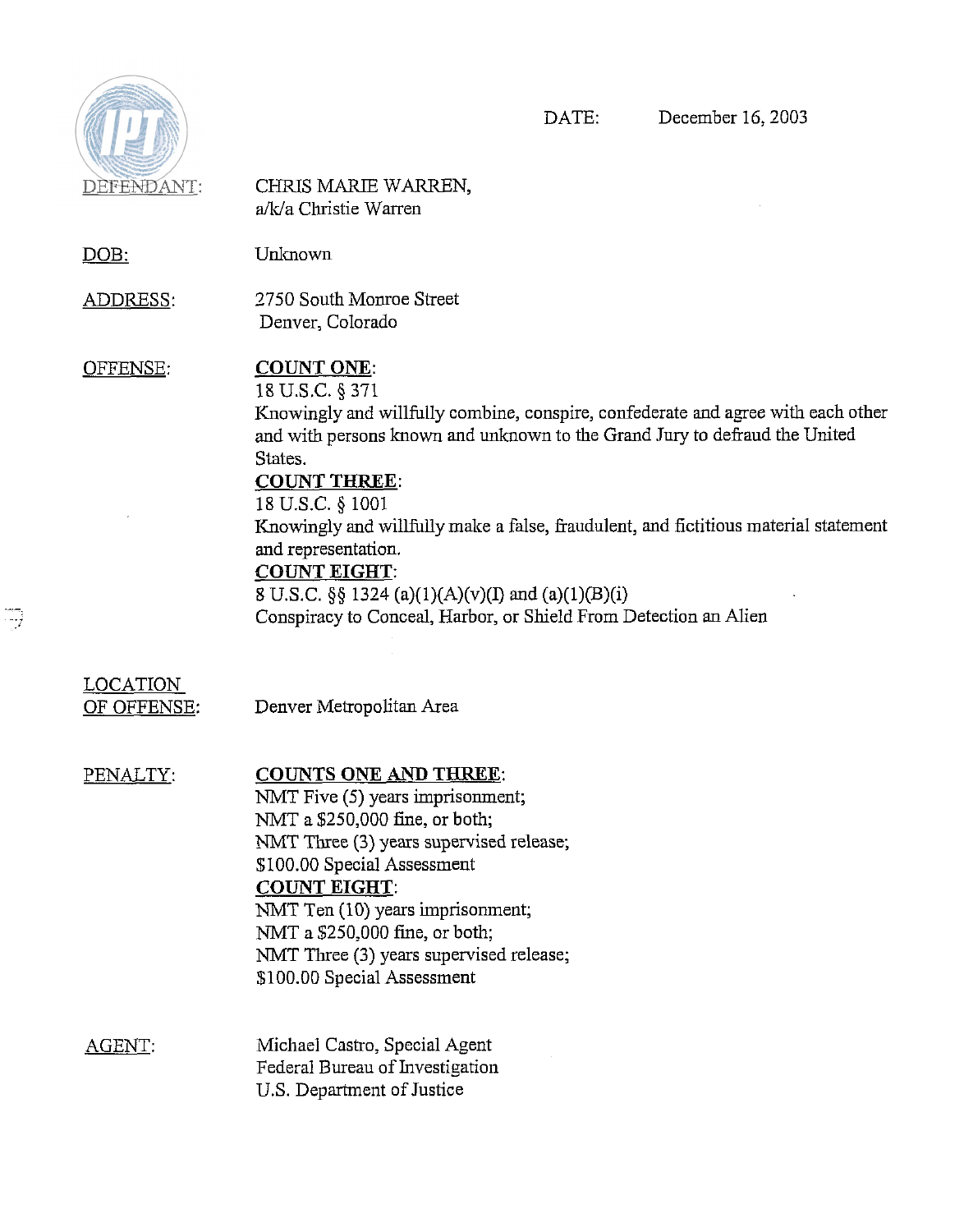DATE: December 16, 2003

DEFENDANT: CHRIS MARIE WARREN, a/k/a Christie Warren

DOB: Unknown

ADDRESS: 2750 South Monroe Street
Denver, Colorado

OFFENSE:

**COUNT ONE**:
18 U.S.C. § 371
Knowingly and willfully combine, conspire, confederate and agree with each other and with persons known and unknown to the Grand Jury to defraud the United States.

**COUNT THREE**:
18 U.S.C. § 1001
Knowingly and willfully make a false, fraudulent, and fictitious material statement and representation.

**COUNT EIGHT**:
8 U.S.C. §§ 1324 (a)(1)(A)(v)(I) and (a)(1)(B)(i)
Conspiracy to Conceal, Harbor, or Shield From Detection an Alien

LOCATION OF OFFENSE: Denver Metropolitan Area

PENALTY:

**COUNTS ONE AND THREE**:
NMT Five (5) years imprisonment;
NMT a $250,000 fine, or both;
NMT Three (3) years supervised release;
$100.00 Special Assessment

**COUNT EIGHT**:
NMT Ten (10) years imprisonment;
NMT a $250,000 fine, or both;
NMT Three (3) years supervised release;
$100.00 Special Assessment

AGENT: Michael Castro, Special Agent
Federal Bureau of Investigation
U.S. Department of Justice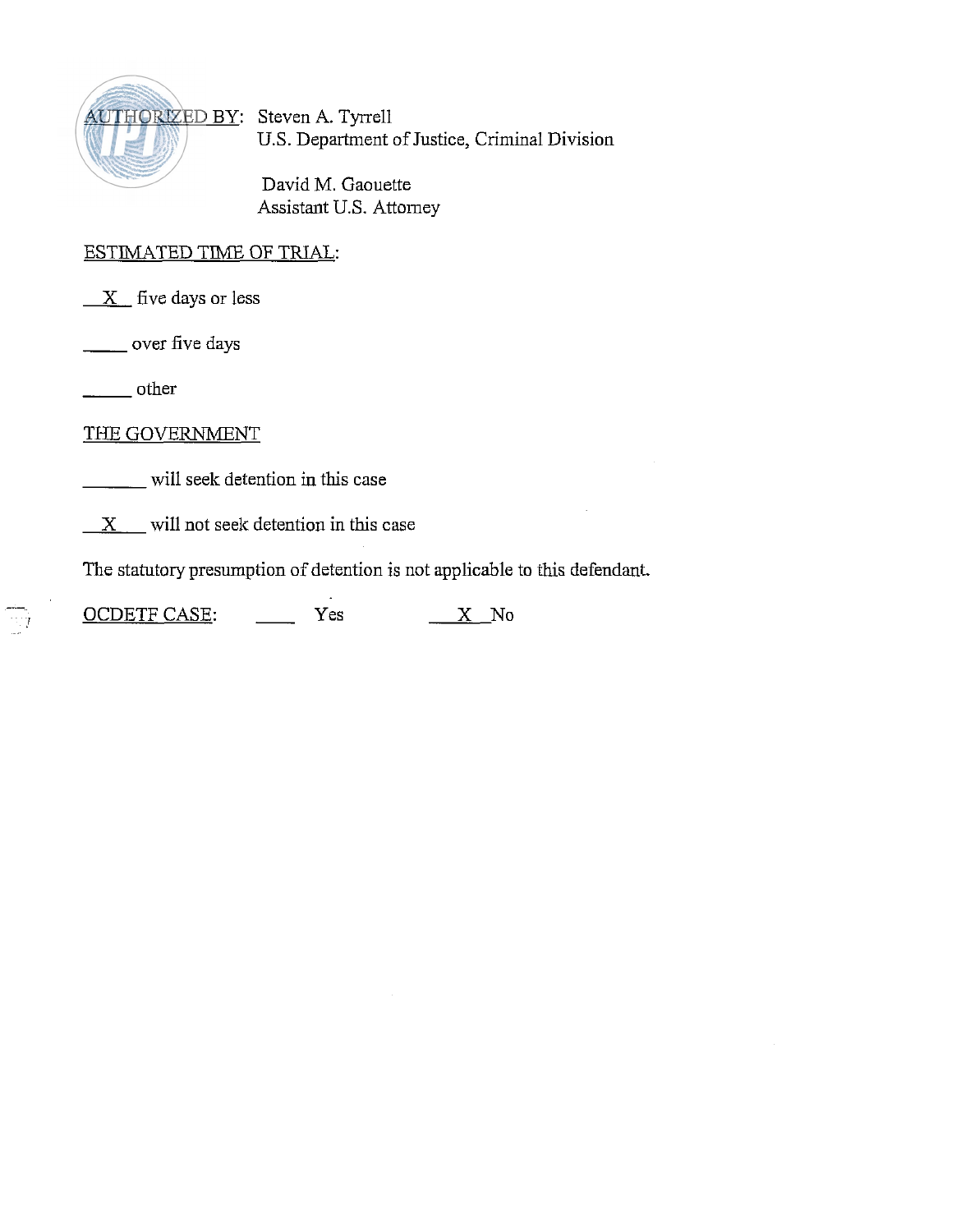AUTHORIZED BY: Steven A. Tyrrell
U.S. Department of Justice, Criminal Division

David M. Gaouette
Assistant U.S. Attorney

ESTIMATED TIME OF TRIAL:

__X__ five days or less

_____ over five days

_____ other

THE GOVERNMENT

_______ will seek detention in this case

__X___ will not seek detention in this case

The statutory presumption of detention is not applicable to this defendant.

OCDETF CASE: ____ Yes ____X__No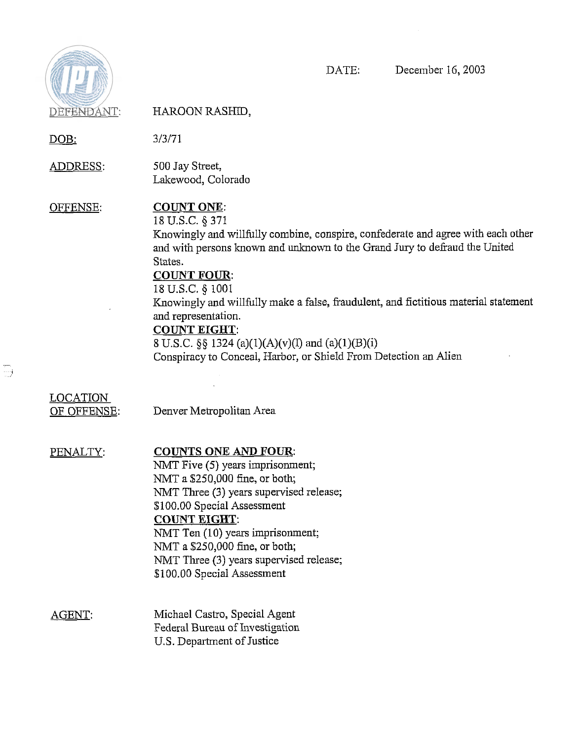DATE: December 16, 2003

DEFENDANT: HAROON RASHID,

DOB: 3/3/71

ADDRESS: 500 Jay Street,
Lakewood, Colorado

OFFENSE:

**COUNT ONE**:
18 U.S.C. § 371
Knowingly and willfully combine, conspire, confederate and agree with each other and with persons known and unknown to the Grand Jury to defraud the United States.

**COUNT FOUR**:
18 U.S.C. § 1001
Knowingly and willfully make a false, fraudulent, and fictitious material statement and representation.

**COUNT EIGHT**:
8 U.S.C. §§ 1324 (a)(1)(A)(v)(I) and (a)(1)(B)(i)
Conspiracy to Conceal, Harbor, or Shield From Detection an Alien

LOCATION OF OFFENSE: Denver Metropolitan Area

PENALTY:

**COUNTS ONE AND FOUR**:
NMT Five (5) years imprisonment;
NMT a $250,000 fine, or both;
NMT Three (3) years supervised release;
$100.00 Special Assessment

**COUNT EIGHT**:
NMT Ten (10) years imprisonment;
NMT a $250,000 fine, or both;
NMT Three (3) years supervised release;
$100.00 Special Assessment

AGENT: Michael Castro, Special Agent
Federal Bureau of Investigation
U.S. Department of Justice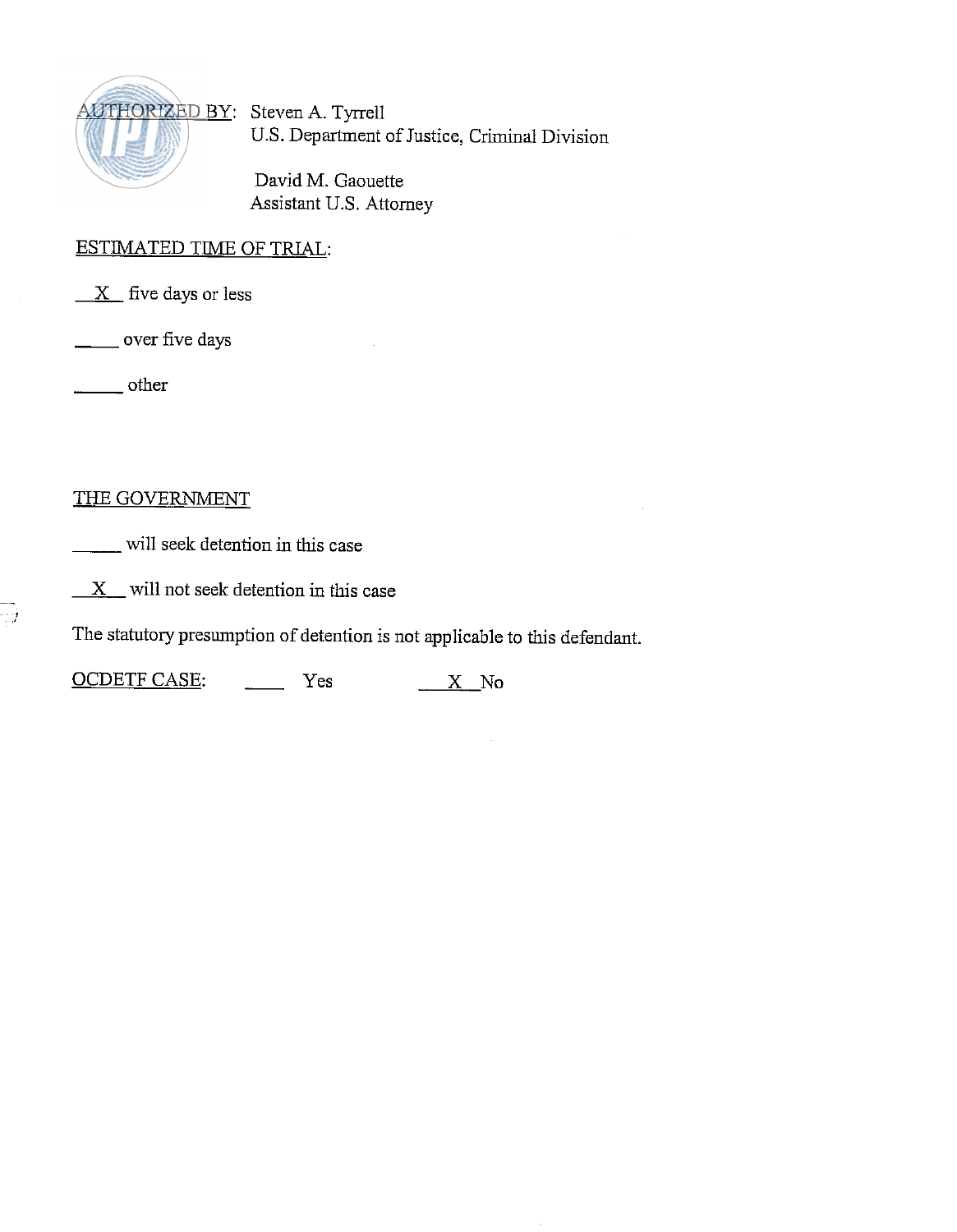AUTHORIZED BY: Steven A. Tyrrell
U.S. Department of Justice, Criminal Division

David M. Gaouette
Assistant U.S. Attorney

ESTIMATED TIME OF TRIAL:

__X__ five days or less

____ over five days

_____ other

THE GOVERNMENT

_____ will seek detention in this case

__X__ will not seek detention in this case

The statutory presumption of detention is not applicable to this defendant.

OCDETF CASE: ____ Yes __X__ No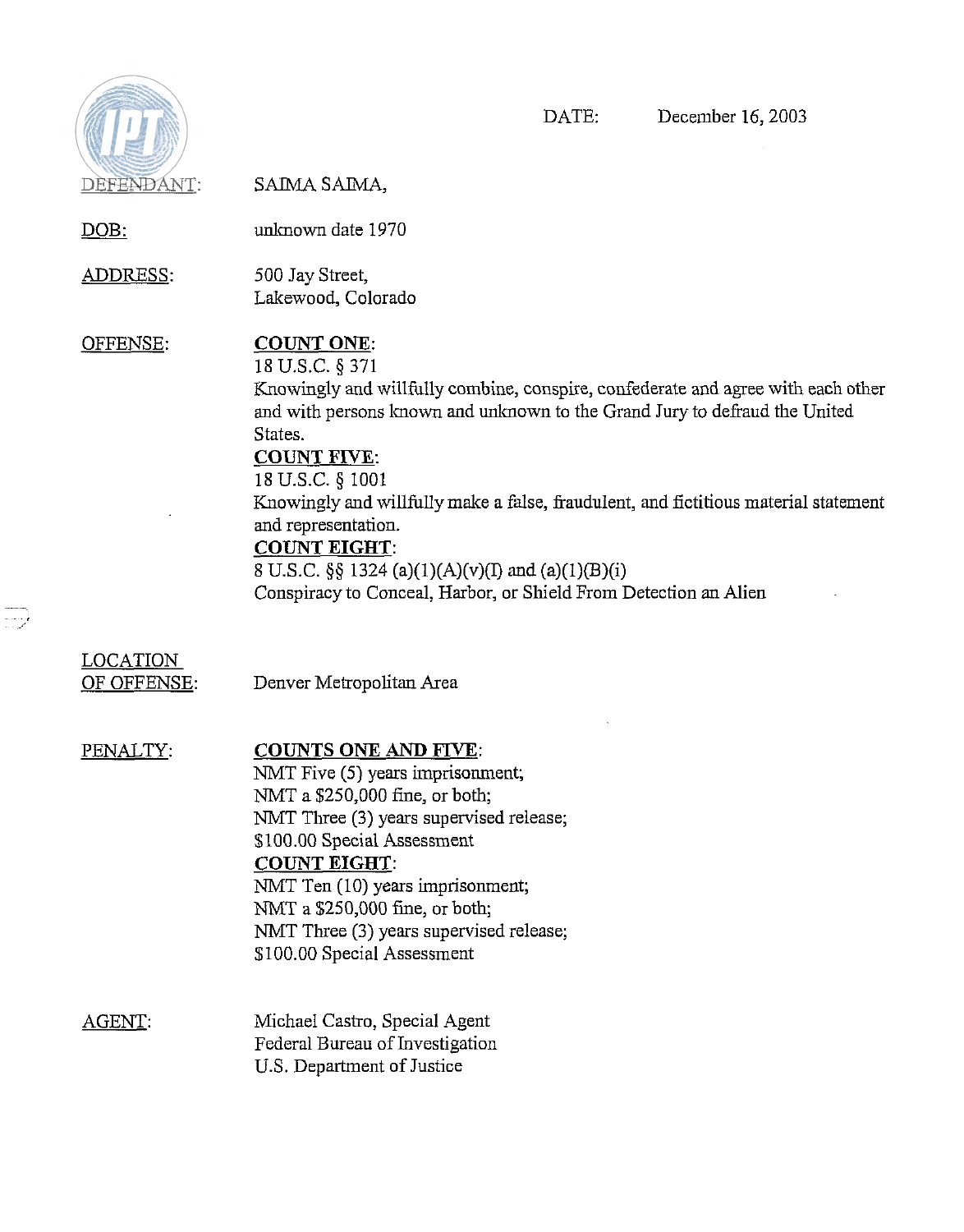DATE: December 16, 2003

DEFENDANT: SAIMA SAIMA,

DOB: unknown date 1970

ADDRESS: 500 Jay Street,
Lakewood, Colorado

OFFENSE:

**COUNT ONE**:
18 U.S.C. § 371
Knowingly and willfully combine, conspire, confederate and agree with each other and with persons known and unknown to the Grand Jury to defraud the United States.

**COUNT FIVE**:
18 U.S.C. § 1001
Knowingly and willfully make a false, fraudulent, and fictitious material statement and representation.

**COUNT EIGHT**:
8 U.S.C. §§ 1324 (a)(1)(A)(v)(I) and (a)(1)(B)(i)
Conspiracy to Conceal, Harbor, or Shield From Detection an Alien

LOCATION OF OFFENSE: Denver Metropolitan Area

PENALTY:

**COUNTS ONE AND FIVE**:
NMT Five (5) years imprisonment;
NMT a $250,000 fine, or both;
NMT Three (3) years supervised release;
$100.00 Special Assessment

**COUNT EIGHT**:
NMT Ten (10) years imprisonment;
NMT a $250,000 fine, or both;
NMT Three (3) years supervised release;
$100.00 Special Assessment

AGENT: Michael Castro, Special Agent
Federal Bureau of Investigation
U.S. Department of Justice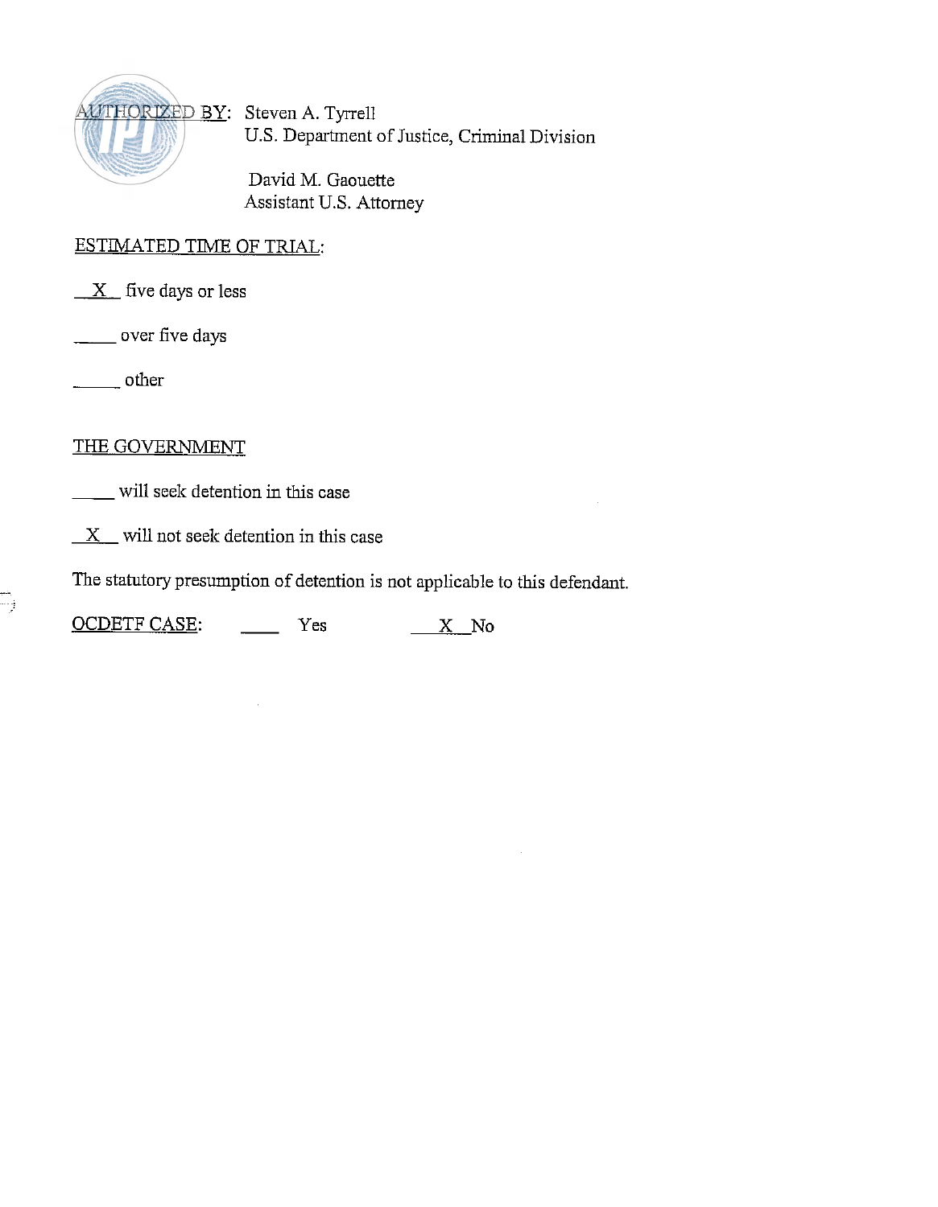AUTHORIZED BY: Steven A. Tyrrell
U.S. Department of Justice, Criminal Division

David M. Gaouette
Assistant U.S. Attorney

ESTIMATED TIME OF TRIAL:

\_\_X\_\_ five days or less

\_\_\_\_\_ over five days

\_\_\_\_\_ other

THE GOVERNMENT

\_\_\_\_\_ will seek detention in this case

\_\_X\_\_ will not seek detention in this case

The statutory presumption of detention is not applicable to this defendant.

OCDETF CASE: \_\_\_\_ Yes \_\_X\_\_No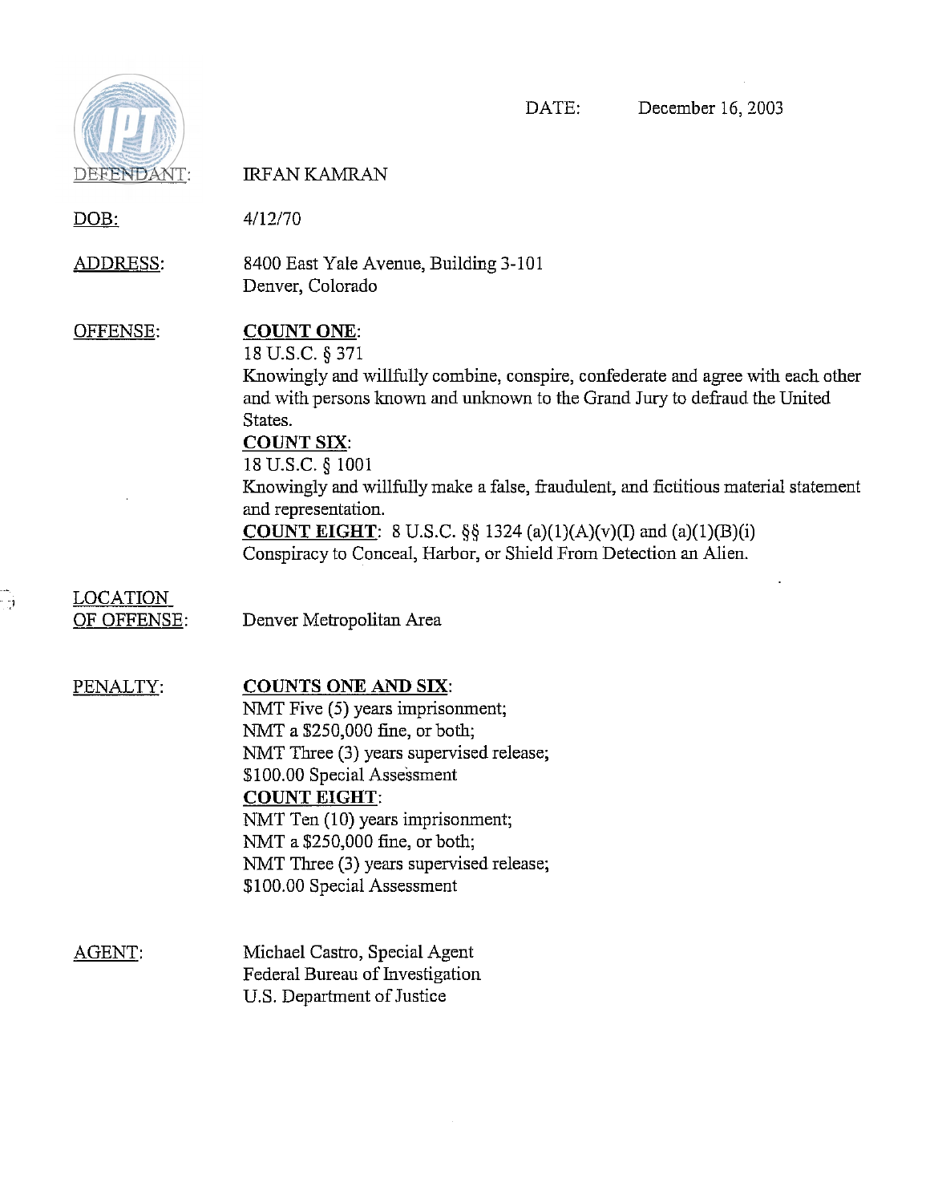DATE: December 16, 2003

DEFENDANT: IRFAN KAMRAN

DOB: 4/12/70

ADDRESS: 8400 East Yale Avenue, Building 3-101
Denver, Colorado

OFFENSE: **COUNT ONE**:
18 U.S.C. § 371
Knowingly and willfully combine, conspire, confederate and agree with each other and with persons known and unknown to the Grand Jury to defraud the United States.
**COUNT SIX**:
18 U.S.C. § 1001
Knowingly and willfully make a false, fraudulent, and fictitious material statement and representation.
**COUNT EIGHT**: 8 U.S.C. §§ 1324 (a)(1)(A)(v)(I) and (a)(1)(B)(i)
Conspiracy to Conceal, Harbor, or Shield From Detection an Alien.

LOCATION OF OFFENSE: Denver Metropolitan Area

PENALTY: **COUNTS ONE AND SIX**:
NMT Five (5) years imprisonment;
NMT a $250,000 fine, or both;
NMT Three (3) years supervised release;
$100.00 Special Assessment
**COUNT EIGHT**:
NMT Ten (10) years imprisonment;
NMT a $250,000 fine, or both;
NMT Three (3) years supervised release;
$100.00 Special Assessment

AGENT: Michael Castro, Special Agent
Federal Bureau of Investigation
U.S. Department of Justice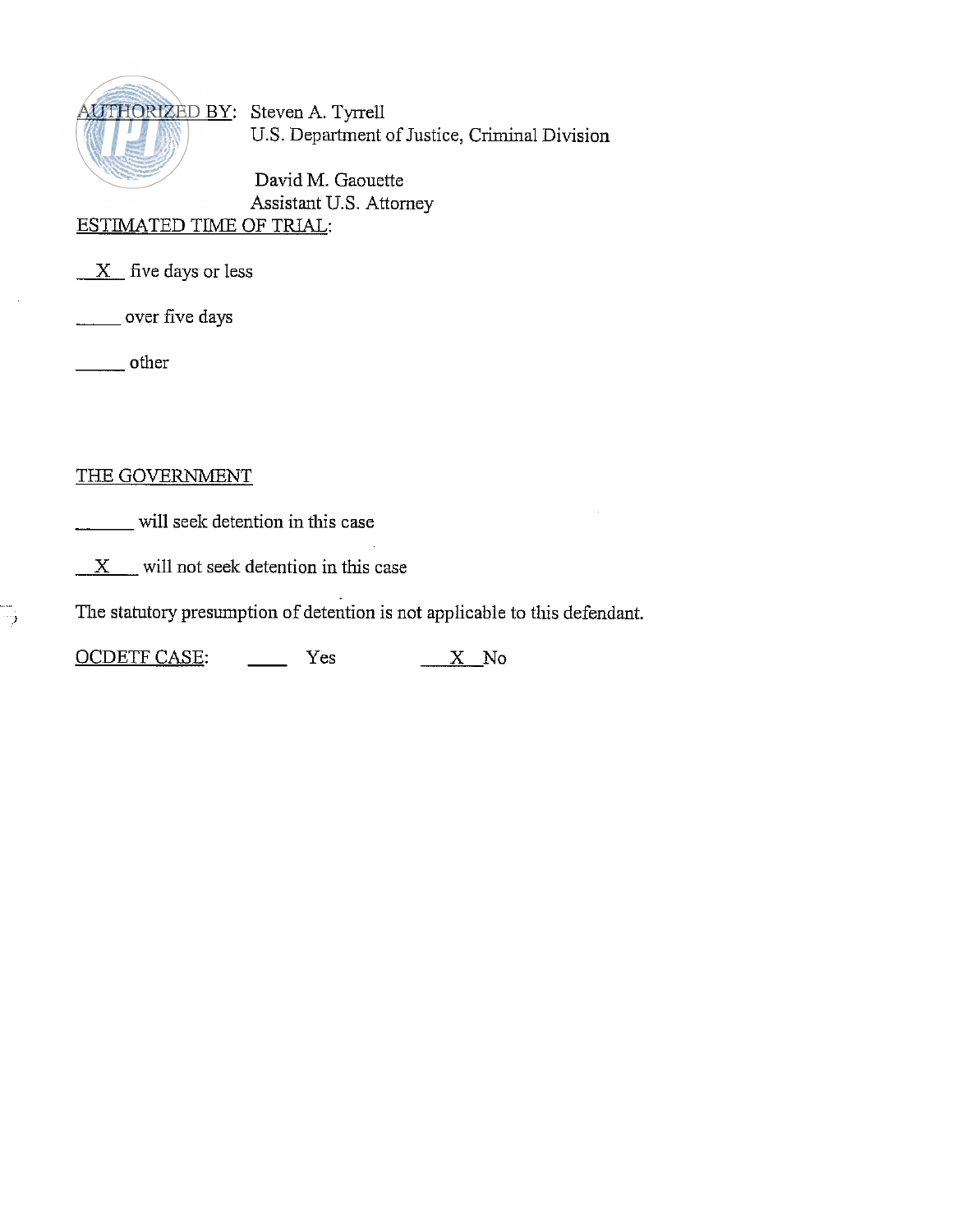AUTHORIZED BY: Steven A. Tyrrell
U.S. Department of Justice, Criminal Division

David M. Gaouette
Assistant U.S. Attorney

ESTIMATED TIME OF TRIAL:

__X__ five days or less

_____ over five days

_____ other

THE GOVERNMENT

______ will seek detention in this case

__X___ will not seek detention in this case

The statutory presumption of detention is not applicable to this defendant.

OCDETF CASE: ____ Yes ___X__No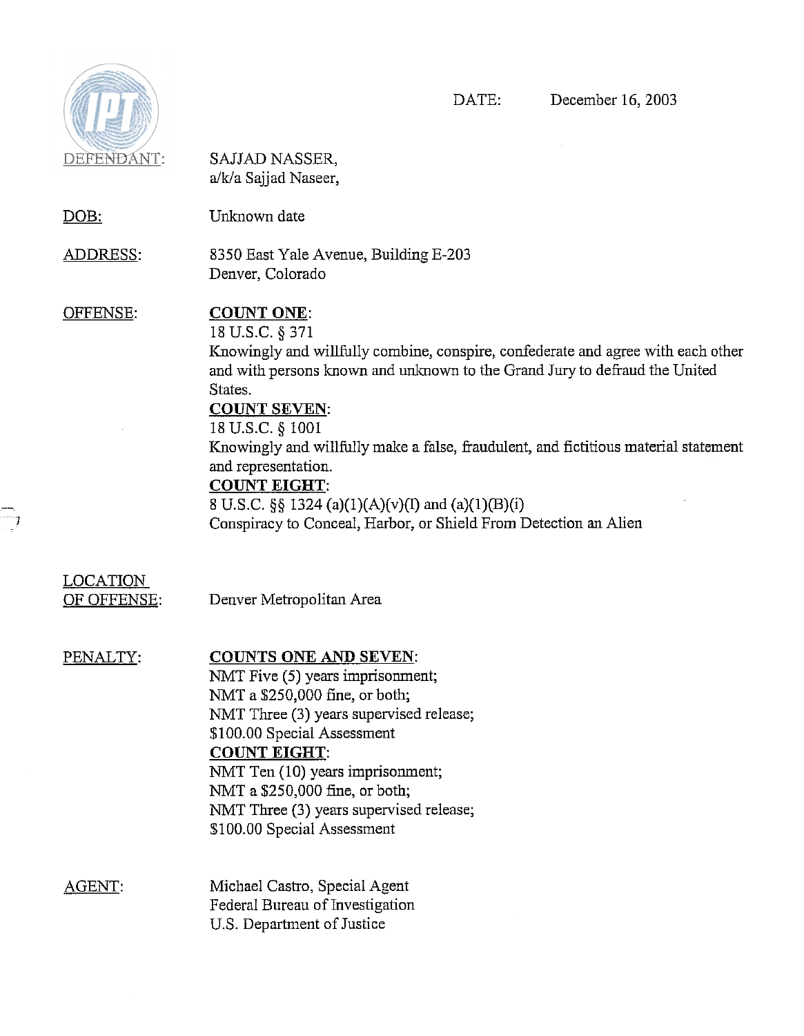DATE: December 16, 2003

DEFENDANT: SAJJAD NASSER,
a/k/a Sajjad Naseer,

DOB: Unknown date

ADDRESS: 8350 East Yale Avenue, Building E-203
Denver, Colorado

OFFENSE:

**COUNT ONE**:
18 U.S.C. § 371
Knowingly and willfully combine, conspire, confederate and agree with each other and with persons known and unknown to the Grand Jury to defraud the United States.

**COUNT SEVEN**:
18 U.S.C. § 1001
Knowingly and willfully make a false, fraudulent, and fictitious material statement and representation.

**COUNT EIGHT**:
8 U.S.C. §§ 1324 (a)(1)(A)(v)(I) and (a)(1)(B)(i)
Conspiracy to Conceal, Harbor, or Shield From Detection an Alien

LOCATION OF OFFENSE: Denver Metropolitan Area

PENALTY:

**COUNTS ONE AND SEVEN**:
NMT Five (5) years imprisonment;
NMT a $250,000 fine, or both;
NMT Three (3) years supervised release;
$100.00 Special Assessment

**COUNT EIGHT**:
NMT Ten (10) years imprisonment;
NMT a $250,000 fine, or both;
NMT Three (3) years supervised release;
$100.00 Special Assessment

AGENT: Michael Castro, Special Agent
Federal Bureau of Investigation
U.S. Department of Justice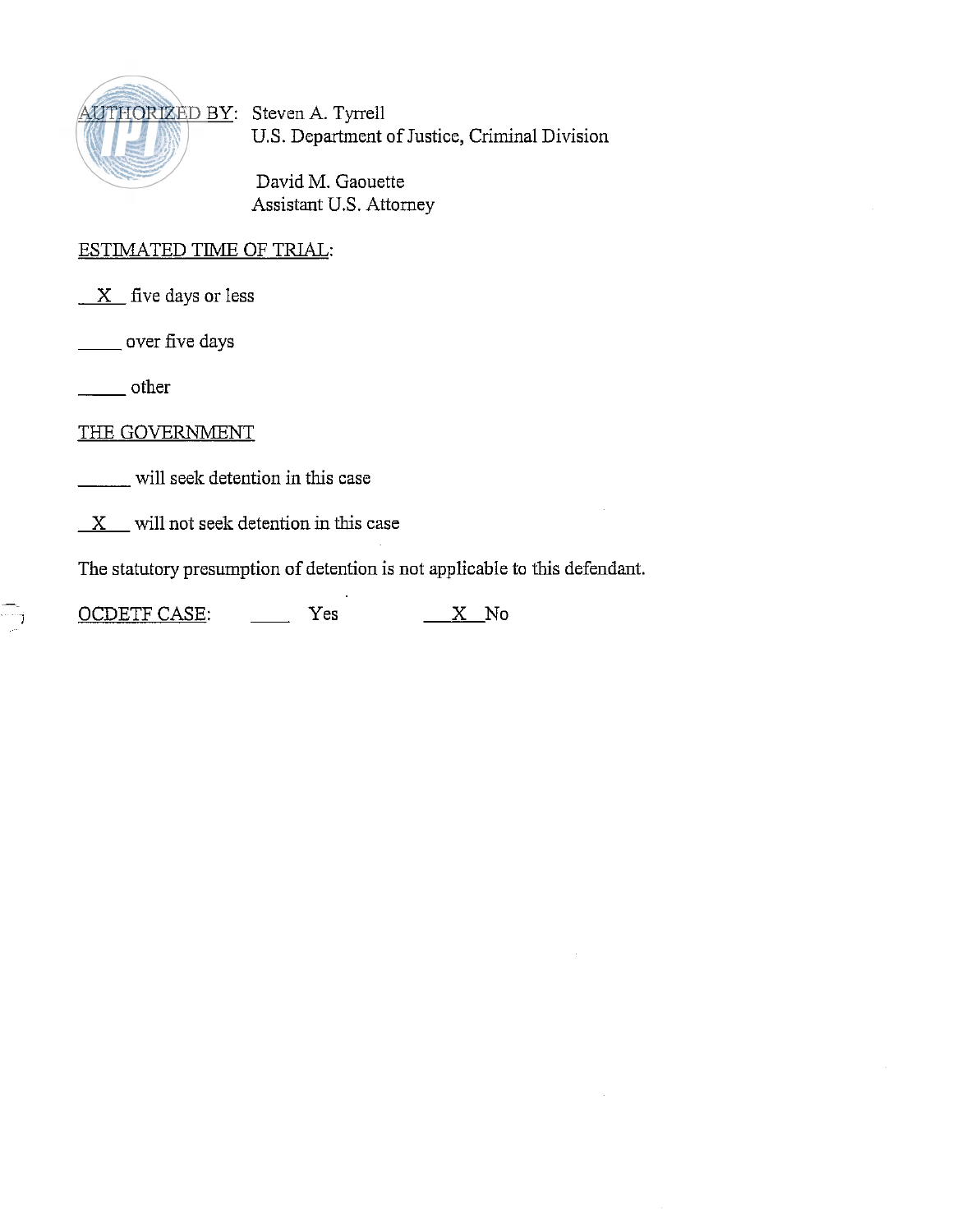AUTHORIZED BY: Steven A. Tyrrell
U.S. Department of Justice, Criminal Division

David M. Gaouette
Assistant U.S. Attorney

ESTIMATED TIME OF TRIAL:

__X__ five days or less

_____ over five days

_____ other

THE GOVERNMENT

______ will seek detention in this case

__X__ will not seek detention in this case

The statutory presumption of detention is not applicable to this defendant.

OCDETF CASE: ____ Yes __X__ No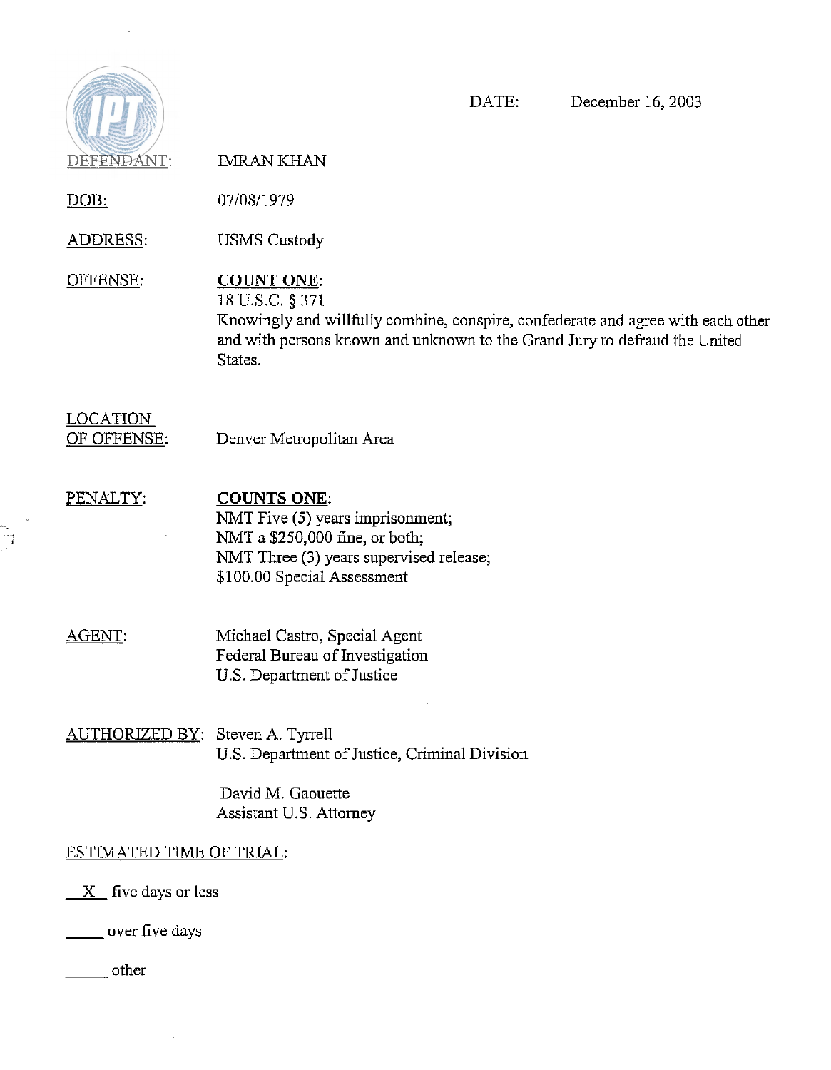DATE: December 16, 2003

DEFENDANT: IMRAN KHAN

DOB: 07/08/1979

ADDRESS: USMS Custody

OFFENSE: **COUNT ONE**:
18 U.S.C. § 371
Knowingly and willfully combine, conspire, confederate and agree with each other and with persons known and unknown to the Grand Jury to defraud the United States.

LOCATION OF OFFENSE: Denver Metropolitan Area

PENALTY: **COUNTS ONE**:
NMT Five (5) years imprisonment;
NMT a $250,000 fine, or both;
NMT Three (3) years supervised release;
$100.00 Special Assessment

AGENT: Michael Castro, Special Agent
Federal Bureau of Investigation
U.S. Department of Justice

AUTHORIZED BY: Steven A. Tyrrell
U.S. Department of Justice, Criminal Division

David M. Gaouette
Assistant U.S. Attorney

ESTIMATED TIME OF TRIAL:

\_\_X\_\_ five days or less

\_\_\_\_\_ over five days

\_\_\_\_\_ other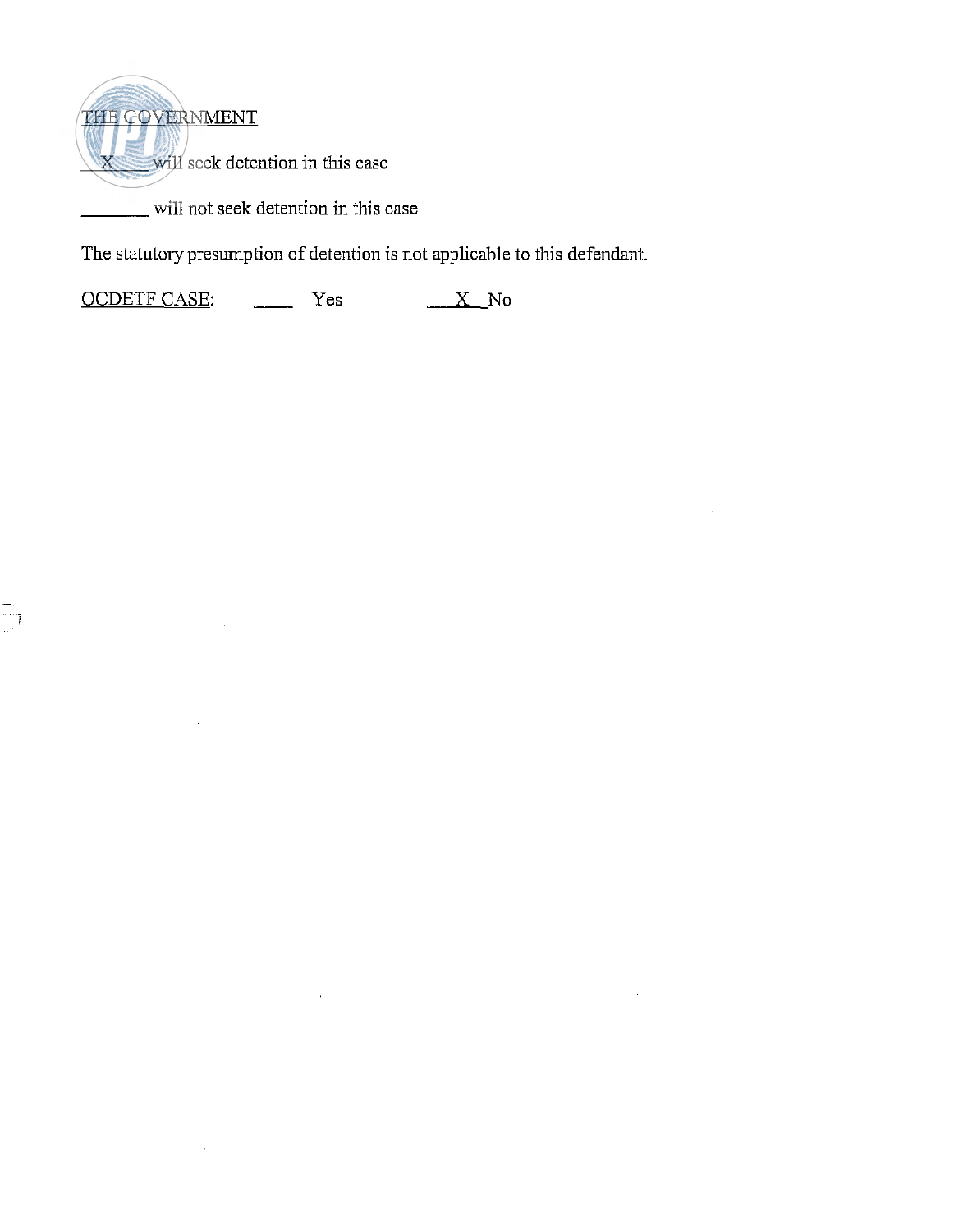THE GOVERNMENT

\_\_\_X\_\_\_ will seek detention in this case

\_\_\_\_\_\_\_ will not seek detention in this case

The statutory presumption of detention is not applicable to this defendant.

OCDETF CASE: \_\_\_\_ Yes \_\_\_X\_\_No